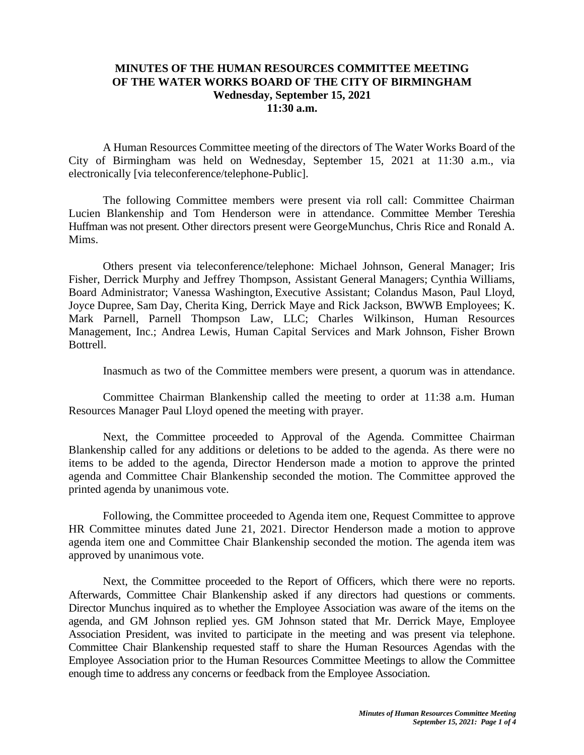# MINUTES OF THE HUMAN RESOURCES COMMITTEE MEETING OF THE WATER WORKS BOARD OF THE CITY OF BIRMINGHAM

**Wednesday, September 15, 2021**
**11:30 a.m.**

A Human Resources Committee meeting of the directors of The Water Works Board of the City of Birmingham was held on Wednesday, September 15, 2021 at 11:30 a.m., via electronically [via teleconference/telephone-Public].

The following Committee members were present via roll call: Committee Chairman Lucien Blankenship and Tom Henderson were in attendance. Committee Member Tereshia Huffman was not present. Other directors present were GeorgeMunchus, Chris Rice and Ronald A. Mims.

Others present via teleconference/telephone: Michael Johnson, General Manager; Iris Fisher, Derrick Murphy and Jeffrey Thompson, Assistant General Managers; Cynthia Williams, Board Administrator; Vanessa Washington, Executive Assistant; Colandus Mason, Paul Lloyd, Joyce Dupree, Sam Day, Cherita King, Derrick Maye and Rick Jackson, BWWB Employees; K. Mark Parnell, Parnell Thompson Law, LLC; Charles Wilkinson, Human Resources Management, Inc.; Andrea Lewis, Human Capital Services and Mark Johnson, Fisher Brown Bottrell.

Inasmuch as two of the Committee members were present, a quorum was in attendance.

Committee Chairman Blankenship called the meeting to order at 11:38 a.m. Human Resources Manager Paul Lloyd opened the meeting with prayer.

Next, the Committee proceeded to Approval of the Agenda. Committee Chairman Blankenship called for any additions or deletions to be added to the agenda. As there were no items to be added to the agenda, Director Henderson made a motion to approve the printed agenda and Committee Chair Blankenship seconded the motion. The Committee approved the printed agenda by unanimous vote.

Following, the Committee proceeded to Agenda item one, Request Committee to approve HR Committee minutes dated June 21, 2021. Director Henderson made a motion to approve agenda item one and Committee Chair Blankenship seconded the motion. The agenda item was approved by unanimous vote.

Next, the Committee proceeded to the Report of Officers, which there were no reports. Afterwards, Committee Chair Blankenship asked if any directors had questions or comments. Director Munchus inquired as to whether the Employee Association was aware of the items on the agenda, and GM Johnson replied yes. GM Johnson stated that Mr. Derrick Maye, Employee Association President, was invited to participate in the meeting and was present via telephone. Committee Chair Blankenship requested staff to share the Human Resources Agendas with the Employee Association prior to the Human Resources Committee Meetings to allow the Committee enough time to address any concerns or feedback from the Employee Association.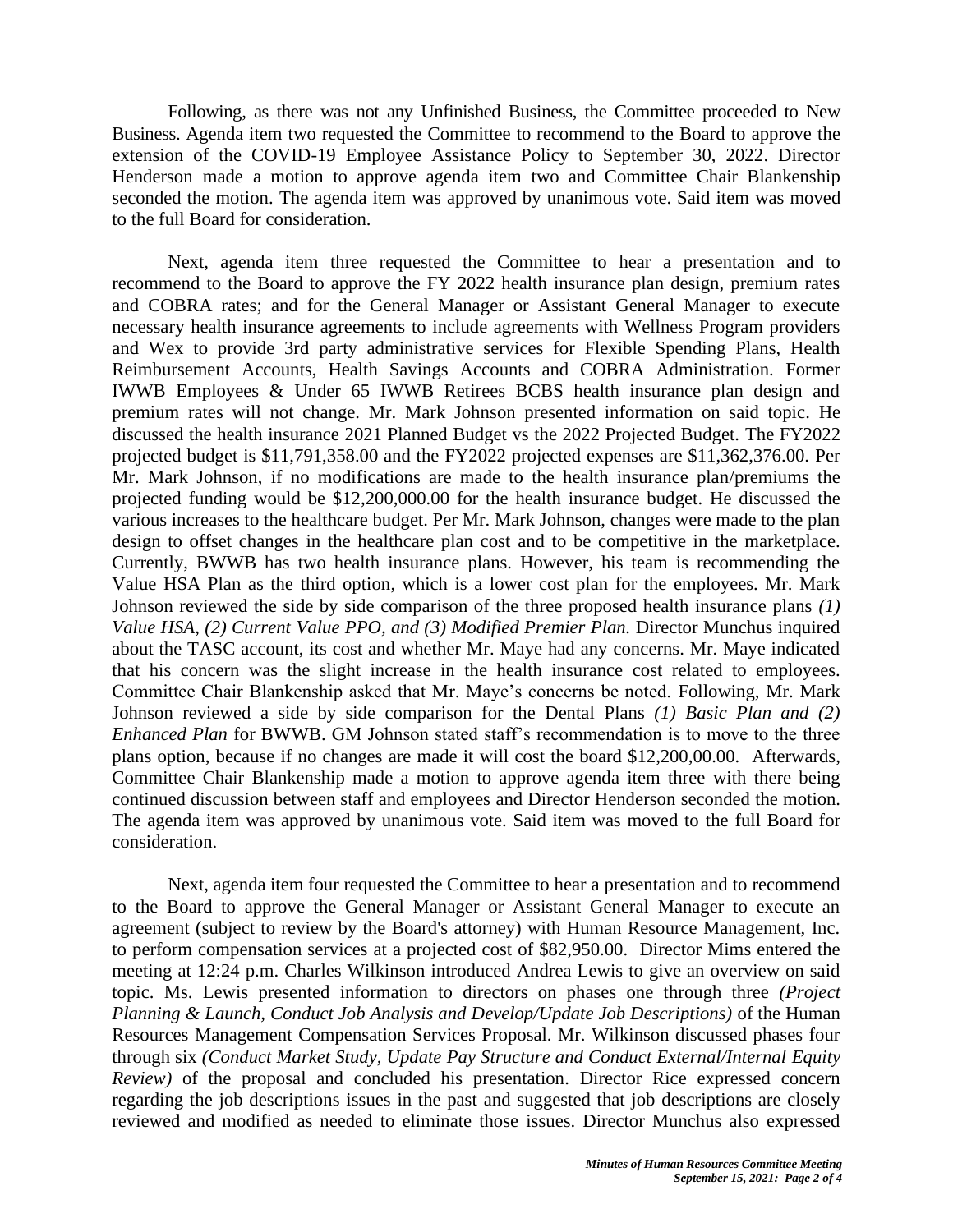Following, as there was not any Unfinished Business, the Committee proceeded to New Business. Agenda item two requested the Committee to recommend to the Board to approve the extension of the COVID-19 Employee Assistance Policy to September 30, 2022. Director Henderson made a motion to approve agenda item two and Committee Chair Blankenship seconded the motion. The agenda item was approved by unanimous vote. Said item was moved to the full Board for consideration.

Next, agenda item three requested the Committee to hear a presentation and to recommend to the Board to approve the FY 2022 health insurance plan design, premium rates and COBRA rates; and for the General Manager or Assistant General Manager to execute necessary health insurance agreements to include agreements with Wellness Program providers and Wex to provide 3rd party administrative services for Flexible Spending Plans, Health Reimbursement Accounts, Health Savings Accounts and COBRA Administration. Former IWWB Employees & Under 65 IWWB Retirees BCBS health insurance plan design and premium rates will not change. Mr. Mark Johnson presented information on said topic. He discussed the health insurance 2021 Planned Budget vs the 2022 Projected Budget. The FY2022 projected budget is $11,791,358.00 and the FY2022 projected expenses are $11,362,376.00. Per Mr. Mark Johnson, if no modifications are made to the health insurance plan/premiums the projected funding would be $12,200,000.00 for the health insurance budget. He discussed the various increases to the healthcare budget. Per Mr. Mark Johnson, changes were made to the plan design to offset changes in the healthcare plan cost and to be competitive in the marketplace. Currently, BWWB has two health insurance plans. However, his team is recommending the Value HSA Plan as the third option, which is a lower cost plan for the employees. Mr. Mark Johnson reviewed the side by side comparison of the three proposed health insurance plans *(1) Value HSA, (2) Current Value PPO, and (3) Modified Premier Plan.* Director Munchus inquired about the TASC account, its cost and whether Mr. Maye had any concerns. Mr. Maye indicated that his concern was the slight increase in the health insurance cost related to employees. Committee Chair Blankenship asked that Mr. Maye's concerns be noted. Following, Mr. Mark Johnson reviewed a side by side comparison for the Dental Plans *(1) Basic Plan and (2) Enhanced Plan* for BWWB. GM Johnson stated staff's recommendation is to move to the three plans option, because if no changes are made it will cost the board $12,200,00.00. Afterwards, Committee Chair Blankenship made a motion to approve agenda item three with there being continued discussion between staff and employees and Director Henderson seconded the motion. The agenda item was approved by unanimous vote. Said item was moved to the full Board for consideration.

Next, agenda item four requested the Committee to hear a presentation and to recommend to the Board to approve the General Manager or Assistant General Manager to execute an agreement (subject to review by the Board's attorney) with Human Resource Management, Inc. to perform compensation services at a projected cost of $82,950.00. Director Mims entered the meeting at 12:24 p.m. Charles Wilkinson introduced Andrea Lewis to give an overview on said topic. Ms. Lewis presented information to directors on phases one through three *(Project Planning & Launch, Conduct Job Analysis and Develop/Update Job Descriptions)* of the Human Resources Management Compensation Services Proposal. Mr. Wilkinson discussed phases four through six *(Conduct Market Study, Update Pay Structure and Conduct External/Internal Equity Review)* of the proposal and concluded his presentation. Director Rice expressed concern regarding the job descriptions issues in the past and suggested that job descriptions are closely reviewed and modified as needed to eliminate those issues. Director Munchus also expressed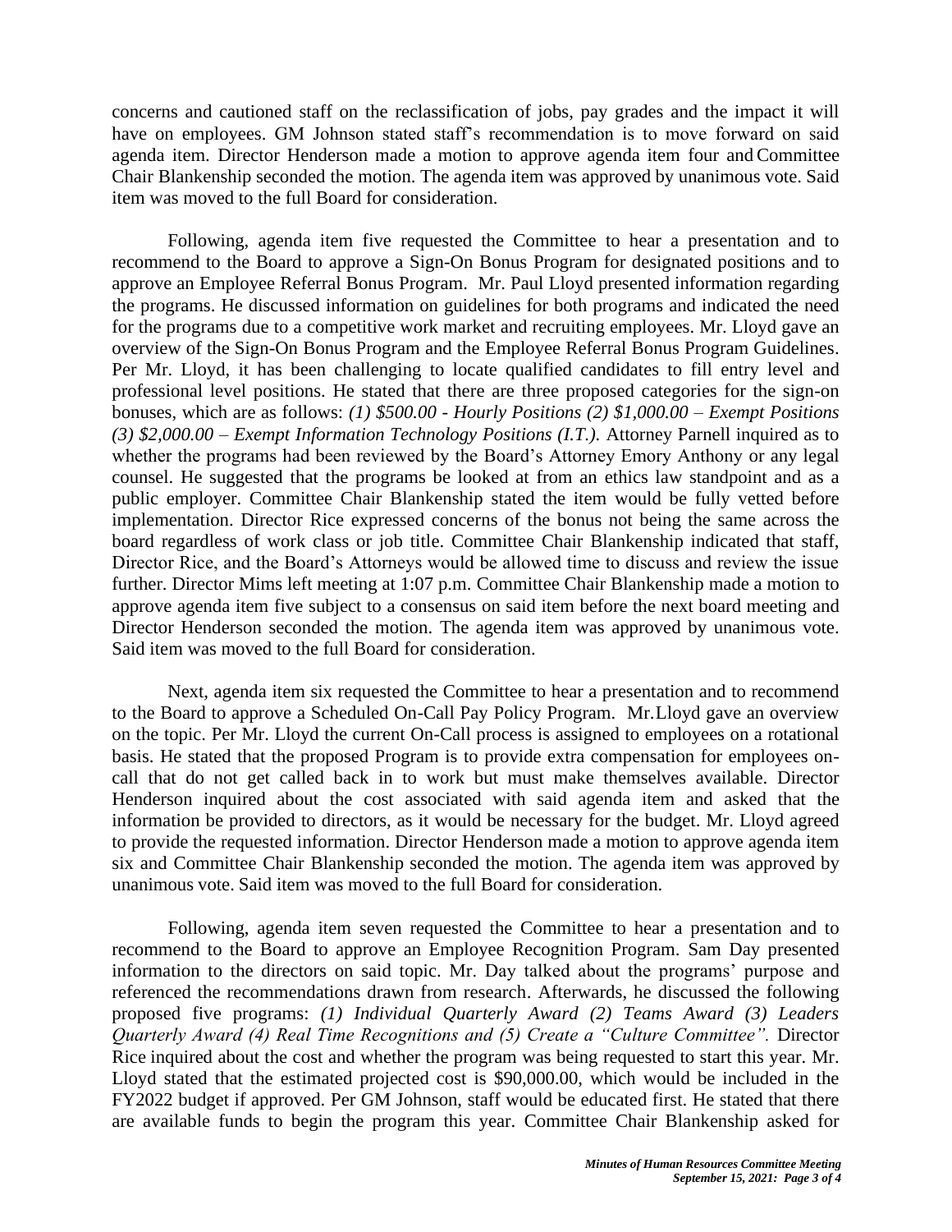concerns and cautioned staff on the reclassification of jobs, pay grades and the impact it will have on employees. GM Johnson stated staff's recommendation is to move forward on said agenda item. Director Henderson made a motion to approve agenda item four and Committee Chair Blankenship seconded the motion. The agenda item was approved by unanimous vote. Said item was moved to the full Board for consideration.

Following, agenda item five requested the Committee to hear a presentation and to recommend to the Board to approve a Sign-On Bonus Program for designated positions and to approve an Employee Referral Bonus Program. Mr. Paul Lloyd presented information regarding the programs. He discussed information on guidelines for both programs and indicated the need for the programs due to a competitive work market and recruiting employees. Mr. Lloyd gave an overview of the Sign-On Bonus Program and the Employee Referral Bonus Program Guidelines. Per Mr. Lloyd, it has been challenging to locate qualified candidates to fill entry level and professional level positions. He stated that there are three proposed categories for the sign-on bonuses, which are as follows: *(1) $500.00 - Hourly Positions (2) $1,000.00 – Exempt Positions (3) $2,000.00 – Exempt Information Technology Positions (I.T.).* Attorney Parnell inquired as to whether the programs had been reviewed by the Board's Attorney Emory Anthony or any legal counsel. He suggested that the programs be looked at from an ethics law standpoint and as a public employer. Committee Chair Blankenship stated the item would be fully vetted before implementation. Director Rice expressed concerns of the bonus not being the same across the board regardless of work class or job title. Committee Chair Blankenship indicated that staff, Director Rice, and the Board's Attorneys would be allowed time to discuss and review the issue further. Director Mims left meeting at 1:07 p.m. Committee Chair Blankenship made a motion to approve agenda item five subject to a consensus on said item before the next board meeting and Director Henderson seconded the motion. The agenda item was approved by unanimous vote. Said item was moved to the full Board for consideration.

Next, agenda item six requested the Committee to hear a presentation and to recommend to the Board to approve a Scheduled On-Call Pay Policy Program. Mr. Lloyd gave an overview on the topic. Per Mr. Lloyd the current On-Call process is assigned to employees on a rotational basis. He stated that the proposed Program is to provide extra compensation for employees on-call that do not get called back in to work but must make themselves available. Director Henderson inquired about the cost associated with said agenda item and asked that the information be provided to directors, as it would be necessary for the budget. Mr. Lloyd agreed to provide the requested information. Director Henderson made a motion to approve agenda item six and Committee Chair Blankenship seconded the motion. The agenda item was approved by unanimous vote. Said item was moved to the full Board for consideration.

Following, agenda item seven requested the Committee to hear a presentation and to recommend to the Board to approve an Employee Recognition Program. Sam Day presented information to the directors on said topic. Mr. Day talked about the programs' purpose and referenced the recommendations drawn from research. Afterwards, he discussed the following proposed five programs: *(1) Individual Quarterly Award (2) Teams Award (3) Leaders Quarterly Award (4) Real Time Recognitions and (5) Create a "Culture Committee".* Director Rice inquired about the cost and whether the program was being requested to start this year. Mr. Lloyd stated that the estimated projected cost is $90,000.00, which would be included in the FY2022 budget if approved. Per GM Johnson, staff would be educated first. He stated that there are available funds to begin the program this year. Committee Chair Blankenship asked for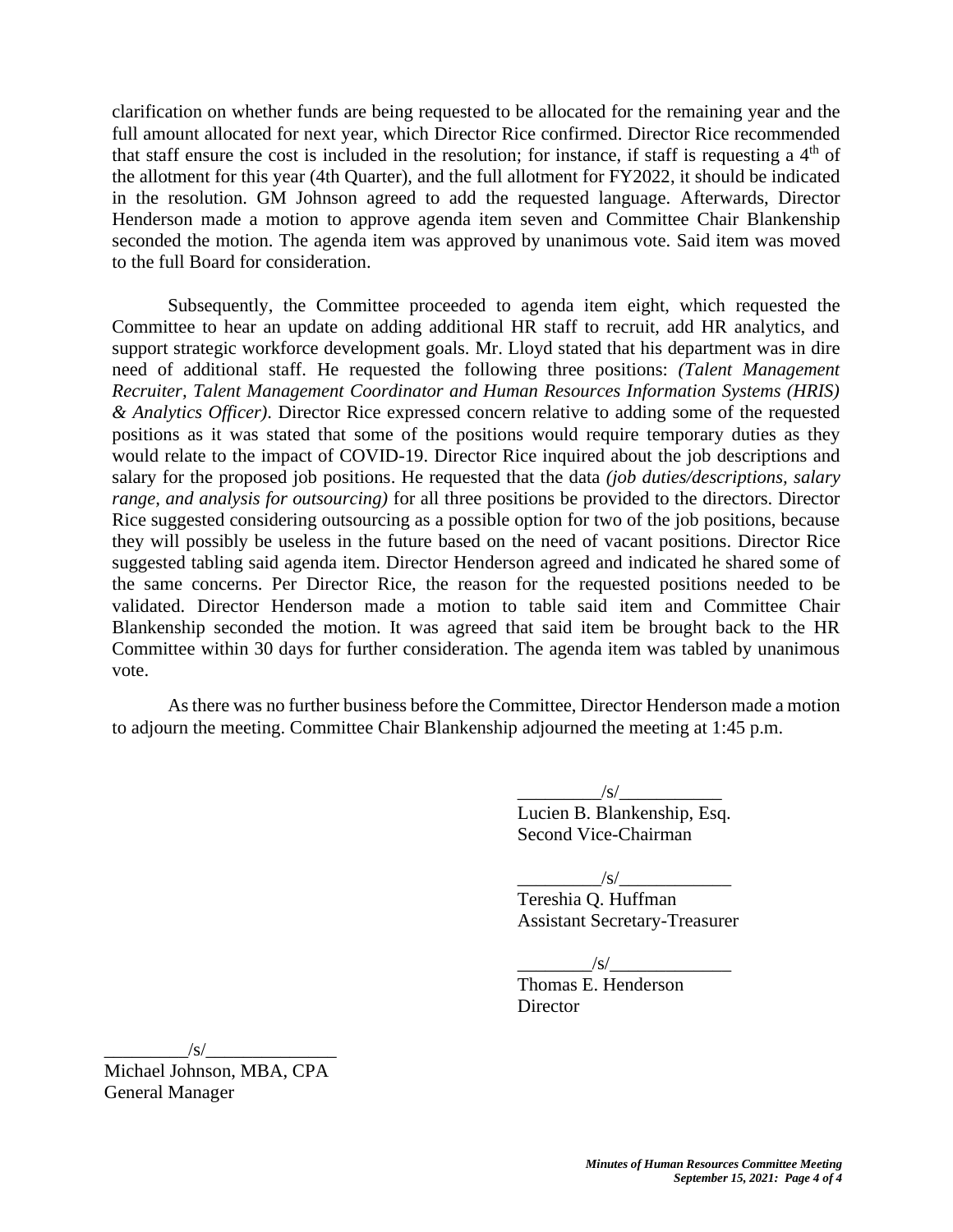clarification on whether funds are being requested to be allocated for the remaining year and the full amount allocated for next year, which Director Rice confirmed. Director Rice recommended that staff ensure the cost is included in the resolution; for instance, if staff is requesting a 4th of the allotment for this year (4th Quarter), and the full allotment for FY2022, it should be indicated in the resolution. GM Johnson agreed to add the requested language. Afterwards, Director Henderson made a motion to approve agenda item seven and Committee Chair Blankenship seconded the motion. The agenda item was approved by unanimous vote. Said item was moved to the full Board for consideration.

Subsequently, the Committee proceeded to agenda item eight, which requested the Committee to hear an update on adding additional HR staff to recruit, add HR analytics, and support strategic workforce development goals. Mr. Lloyd stated that his department was in dire need of additional staff. He requested the following three positions: *(Talent Management Recruiter, Talent Management Coordinator and Human Resources Information Systems (HRIS) & Analytics Officer)*. Director Rice expressed concern relative to adding some of the requested positions as it was stated that some of the positions would require temporary duties as they would relate to the impact of COVID-19. Director Rice inquired about the job descriptions and salary for the proposed job positions. He requested that the data *(job duties/descriptions, salary range, and analysis for outsourcing)* for all three positions be provided to the directors. Director Rice suggested considering outsourcing as a possible option for two of the job positions, because they will possibly be useless in the future based on the need of vacant positions. Director Rice suggested tabling said agenda item. Director Henderson agreed and indicated he shared some of the same concerns. Per Director Rice, the reason for the requested positions needed to be validated. Director Henderson made a motion to table said item and Committee Chair Blankenship seconded the motion. It was agreed that said item be brought back to the HR Committee within 30 days for further consideration. The agenda item was tabled by unanimous vote.

As there was no further business before the Committee, Director Henderson made a motion to adjourn the meeting. Committee Chair Blankenship adjourned the meeting at 1:45 p.m.

_________/s/___________
Lucien B. Blankenship, Esq.
Second Vice-Chairman

_________/s/____________
Tereshia Q. Huffman
Assistant Secretary-Treasurer

________/s/_____________
Thomas E. Henderson
Director

_________/s/______________
Michael Johnson, MBA, CPA
General Manager